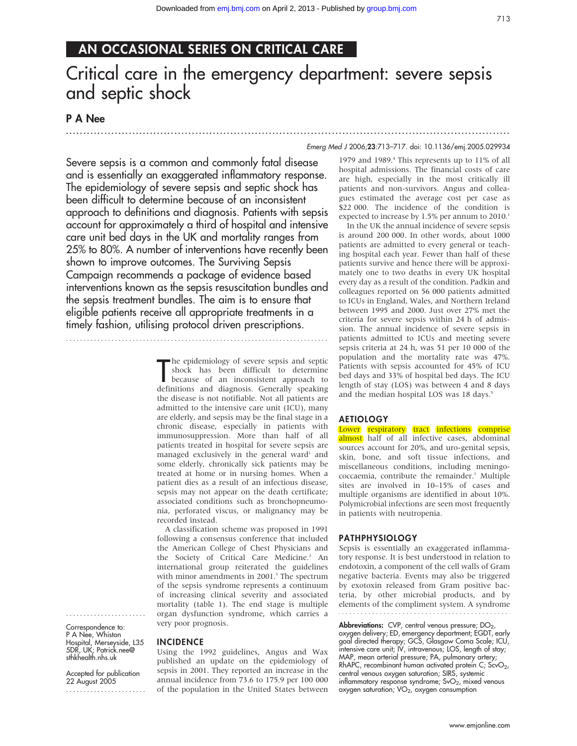AN OCCASIONAL SERIES ON CRITICAL CARE

# Critical care in the emergency department: severe sepsis and septic shock

**P A Nee**

*Emerg Med J* 2006;**23**:713–717. doi: 10.1136/emj.2005.029934

Severe sepsis is a common and commonly fatal disease and is essentially an exaggerated inflammatory response. The epidemiology of severe sepsis and septic shock has been difficult to determine because of an inconsistent approach to definitions and diagnosis. Patients with sepsis account for approximately a third of hospital and intensive care unit bed days in the UK and mortality ranges from 25% to 80%. A number of interventions have recently been shown to improve outcomes. The Surviving Sepsis Campaign recommends a package of evidence based interventions known as the sepsis resuscitation bundles and the sepsis treatment bundles. The aim is to ensure that eligible patients receive all appropriate treatments in a timely fashion, utilising protocol driven prescriptions.

The epidemiology of severe sepsis and septic shock has been difficult to determine because of an inconsistent approach to definitions and diagnosis. Generally speaking the disease is not notifiable. Not all patients are admitted to the intensive care unit (ICU), many are elderly, and sepsis may be the final stage in a chronic disease, especially in patients with immunosuppression. More than half of all patients treated in hospital for severe sepsis are managed exclusively in the general ward[1] and some elderly, chronically sick patients may be treated at home or in nursing homes. When a patient dies as a result of an infectious disease, sepsis may not appear on the death certificate; associated conditions such as bronchopneumonia, perforated viscus, or malignancy may be recorded instead.

A classification scheme was proposed in 1991 following a consensus conference that included the American College of Chest Physicians and the Society of Critical Care Medicine.[2] An international group reiterated the guidelines with minor amendments in 2001.[3] The spectrum of the sepsis syndrome represents a continuum of increasing clinical severity and associated mortality (table 1). The end stage is multiple organ dysfunction syndrome, which carries a very poor prognosis.

## INCIDENCE

Using the 1992 guidelines, Angus and Wax published an update on the epidemiology of sepsis in 2001. They reported an increase in the annual incidence from 73.6 to 175.9 per 100 000 of the population in the United States between 1979 and 1989.[4] This represents up to 11% of all hospital admissions. The financial costs of care are high, especially in the most critically ill patients and non-survivors. Angus and colleagues estimated the average cost per case as $22 000. The incidence of the condition is expected to increase by 1.5% per annum to 2010.[1]

In the UK the annual incidence of severe sepsis is around 200 000. In other words, about 1000 patients are admitted to every general or teaching hospital each year. Fewer than half of these patients survive and hence there will be approximately one to two deaths in every UK hospital every day as a result of the condition. Padkin and colleagues reported on 56 000 patients admitted to ICUs in England, Wales, and Northern Ireland between 1995 and 2000. Just over 27% met the criteria for severe sepsis within 24 h of admission. The annual incidence of severe sepsis in patients admitted to ICUs and meeting severe sepsis criteria at 24 h, was 51 per 10 000 of the population and the mortality rate was 47%. Patients with sepsis accounted for 45% of ICU bed days and 33% of hospital bed days. The ICU length of stay (LOS) was between 4 and 8 days and the median hospital LOS was 18 days.[5]

## AETIOLOGY

Lower respiratory tract infections comprise almost half of all infective cases, abdominal sources account for 20%, and uro-genital sepsis, skin, bone, and soft tissue infections, and miscellaneous conditions, including meningococcaemia, contribute the remainder.[1] Multiple sites are involved in 10–15% of cases and multiple organisms are identified in about 10%. Polymicrobial infections are seen most frequently in patients with neutropenia.

## PATHPHYSIOLOGY

Sepsis is essentially an exaggerated inflammatory response. It is best understood in relation to endotoxin, a component of the cell walls of Gram negative bacteria. Events may also be triggered by exotoxin released from Gram positive bacteria, by other microbial products, and by elements of the compliment system. A syndrome

**Abbreviations:** CVP, central venous pressure; $DO_2$, oxygen delivery; ED, emergency department; EGDT, early goal directed therapy; GCS, Glasgow Coma Scale; ICU, intensive care unit; IV, intravenous; LOS, length of stay; MAP, mean arterial pressure; PA, pulmonary artery; RhAPC, recombinant human activated protein C; $ScvO_2$, central venous oxygen saturation; SIRS, systemic inflammatory response syndrome; $SvO_2$, mixed venous oxygen saturation; $VO_2$, oxygen consumption

Correspondence to: P A Nee, Whiston Hospital, Merseyside, L35 5DR, UK; Patrick.nee@sthkhealth.nhs.uk

Accepted for publication 22 August 2005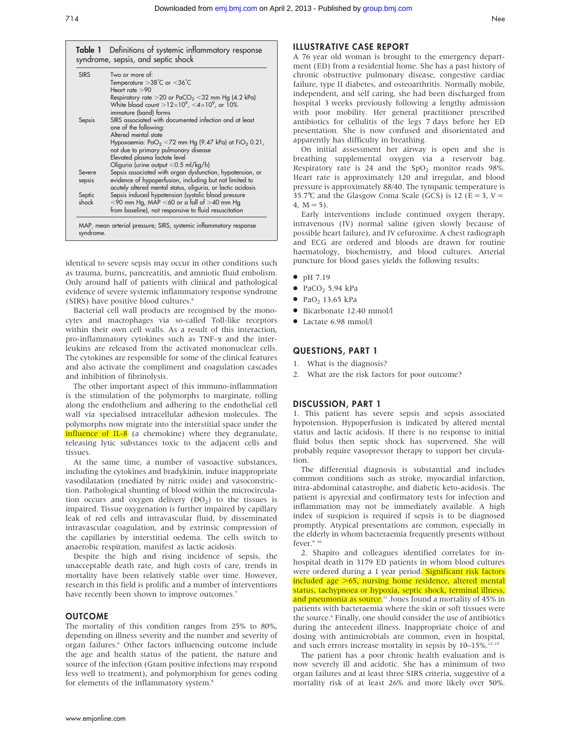**Table 1** Definitions of systemic inflammatory response syndrome, sepsis, and septic shock

| | |
|---|---|
| SIRS | Two or more of:<br>Temperature >38°C or <36°C<br>Heart rate >90<br>Respiratory rate >20 or $PaCO_2$ <32 mm Hg (4.2 kPa)<br>White blood count $>12\times10^9$, $<4\times10^9$, or 10% immature (band) forms |
| Sepsis | SIRS associated with documented infection and at least one of the following:<br>Altered mental state<br>Hypoxaemia: $PaO_2$ <72 mm Hg (9.47 kPa) at $FiO_2$ 0.21, not due to primary pulmonary disease<br>Elevated plasma lactate level<br>Oliguria (urine output <0.5 ml/kg/h) |
| Severe sepsis | Sepsis associated with organ dysfunction, hypotension, or evidence of hypoperfusion, including but not limited to acutely altered mental status, oliguria, or lactic acidosis |
| Septic shock | Sepsis induced hypotension (systolic blood pressure <90 mm Hg, MAP <60 or a fall of >40 mm Hg from baseline), not responsive to fluid resuscitation |

MAP, mean arterial pressure; SIRS, systemic inflammatory response syndrome.

identical to severe sepsis may occur in other conditions such as trauma, burns, pancreatitis, and amniotic fluid embolism. Only around half of patients with clinical and pathological evidence of severe systemic inflammatory response syndrome (SIRS) have positive blood cultures.[6]

Bacterial cell wall products are recognised by the monocytes and macrophages via so-called Toll-like receptors within their own cell walls. As a result of this interaction, pro-inflammatory cytokines such as TNF-α and the interleukins are released from the activated mononuclear cells. The cytokines are responsible for some of the clinical features and also activate the compliment and coagulation cascades and inhibition of fibrinolysis.

The other important aspect of this immuno-inflammation is the stimulation of the polymorphs to marginate, rolling along the endothelium and adhering to the endothelial cell wall via specialised intracellular adhesion molecules. The polymorphs now migrate into the interstitial space under the influence of IL-8 (a chemokine) where they degranulate, releasing lytic substances toxic to the adjacent cells and tissues.

At the same time, a number of vasoactive substances, including the cytokines and bradykinin, induce inappropriate vasodilatation (mediated by nitric oxide) and vasoconstriction. Pathological shunting of blood within the microcirculation occurs and oxygen delivery ($DO_2$) to the tissues is impaired. Tissue oxygenation is further impaired by capillary leak of red cells and intravascular fluid, by disseminated intravascular coagulation, and by extrinsic compression of the capillaries by interstitial oedema. The cells switch to anaerobic respiration, manifest as lactic acidosis.

Despite the high and rising incidence of sepsis, the unacceptable death rate, and high costs of care, trends in mortality have been relatively stable over time. However, research in this field is prolific and a number of interventions have recently been shown to improve outcomes.[7]

## OUTCOME

The mortality of this condition ranges from 25% to 80%, depending on illness severity and the number and severity of organ failures.[6] Other factors influencing outcome include the age and health status of the patient, the nature and source of the infection (Gram positive infections may respond less well to treatment), and polymorphism for genes coding for elements of the inflammatory system.[8]

## ILLUSTRATIVE CASE REPORT

A 76 year old woman is brought to the emergency department (ED) from a residential home. She has a past history of chronic obstructive pulmonary disease, congestive cardiac failure, type II diabetes, and osteoarthritis. Normally mobile, independent, and self caring, she had been discharged from hospital 3 weeks previously following a lengthy admission with poor mobility. Her general practitioner prescribed antibiotics for cellulitis of the legs 7 days before her ED presentation. She is now confused and disorientated and apparently has difficulty in breathing.

On initial assessment her airway is open and she is breathing supplemental oxygen via a reservoir bag. Respiratory rate is 24 and the $SpO_2$ monitor reads 98%. Heart rate is approximately 120 and irregular, and blood pressure is approximately 88/40. The tympanic temperature is 35.7°C and the Glasgow Coma Scale (GCS) is 12 (E = 3, V = 4, M = 5).

Early interventions include continued oxygen therapy, intravenous (IV) normal saline (given slowly because of possible heart failure), and IV cefuroxime. A chest radiograph and ECG are ordered and bloods are drawn for routine haematology, biochemistry, and blood cultures. Arterial puncture for blood gases yields the following results:

- pH 7.19
- $PaCO_2$ 5.94 kPa
- $PaO_2$ 13.65 kPa
- Bicarbonate 12.40 mmol/l
- Lactate 6.98 mmol/l

## QUESTIONS, PART 1

1. What is the diagnosis?
2. What are the risk factors for poor outcome?

## DISCUSSION, PART 1

1. This patient has severe sepsis and sepsis associated hypotension. Hypoperfusion is indicated by altered mental status and lactic acidosis. If there is no response to initial fluid bolus then septic shock has supervened. She will probably require vasopressor therapy to support her circulation.

The differential diagnosis is substantial and includes common conditions such as stroke, myocardial infarction, intra-abdominal catastrophe, and diabetic keto-acidosis. The patient is apyrexial and confirmatory tests for infection and inflammation may not be immediately available. A high index of suspicion is required if sepsis is to be diagnosed promptly. Atypical presentations are common, especially in the elderly in whom bacteraemia frequently presents without fever.[9,10]

2. Shapiro and colleagues identified correlates for in-hospital death in 3179 ED patients in whom blood cultures were ordered during a 1 year period. Significant risk factors included age >65, nursing home residence, altered mental status, tachypnoea or hypoxia, septic shock, terminal illness, and pneumonia as source.[11] Jones found a mortality of 45% in patients with bacteraemia where the skin or soft tissues were the source.[6] Finally, one should consider the use of antibiotics during the antecedent illness. Inappropriate choice of and dosing with antimicrobials are common, even in hospital, and such errors increase mortality in sepsis by 10–15%.[12–15]

The patient has a poor chronic health evaluation and is now severely ill and acidotic. She has a minimum of two organ failures and at least three SIRS criteria, suggestive of a mortality risk of at least 26% and more likely over 50%.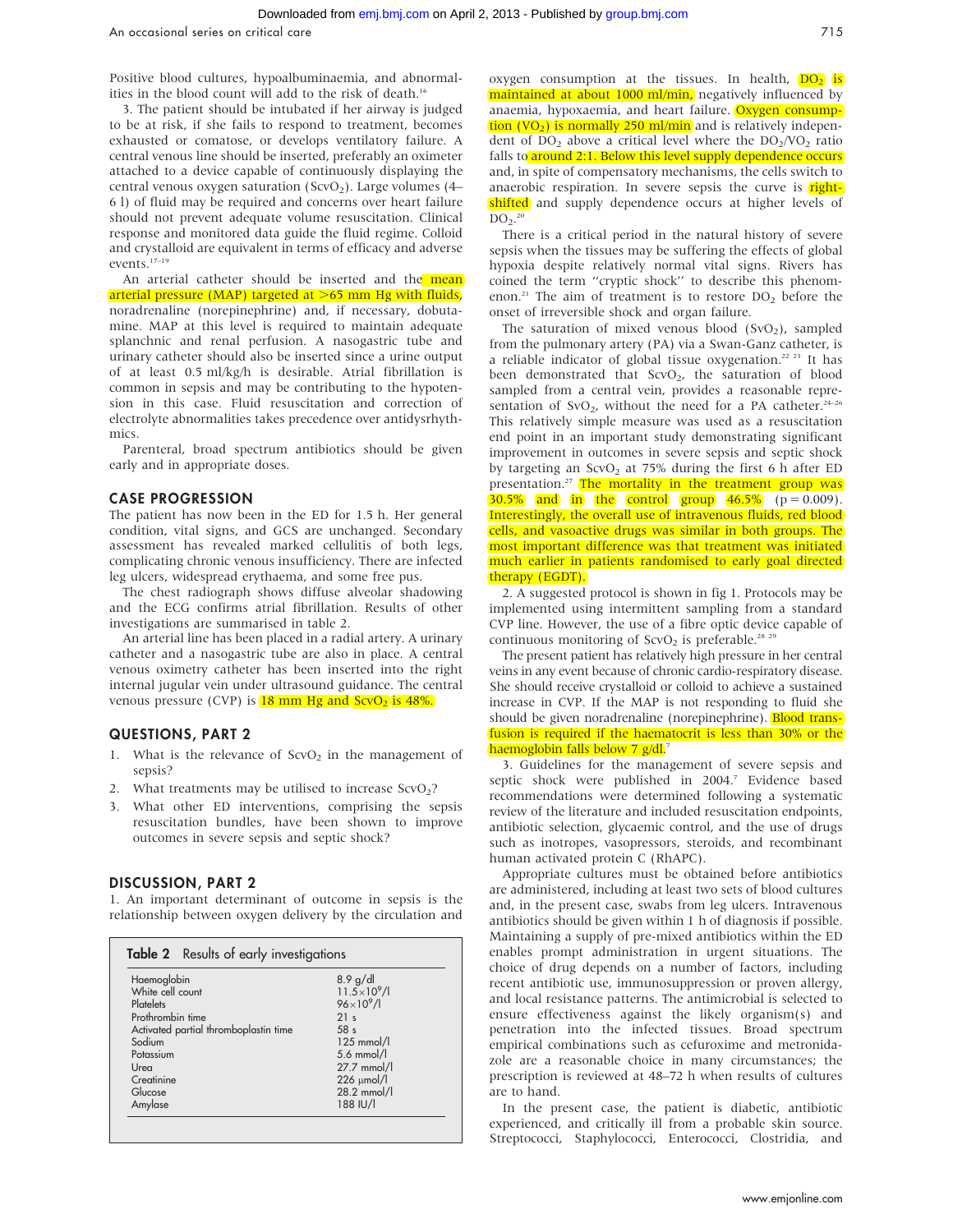Positive blood cultures, hypoalbuminaemia, and abnormalities in the blood count will add to the risk of death.[16]

3. The patient should be intubated if her airway is judged to be at risk, if she fails to respond to treatment, becomes exhausted or comatose, or develops ventilatory failure. A central venous line should be inserted, preferably an oximeter attached to a device capable of continuously displaying the central venous oxygen saturation ($ScvO_2$). Large volumes (4–6 l) of fluid may be required and concerns over heart failure should not prevent adequate volume resuscitation. Clinical response and monitored data guide the fluid regime. Colloid and crystalloid are equivalent in terms of efficacy and adverse events.[17–19]

An arterial catheter should be inserted and the mean arterial pressure (MAP) targeted at >65 mm Hg with fluids, noradrenaline (norepinephrine) and, if necessary, dobutamine. MAP at this level is required to maintain adequate splanchnic and renal perfusion. A nasogastric tube and urinary catheter should also be inserted since a urine output of at least 0.5 ml/kg/h is desirable. Atrial fibrillation is common in sepsis and may be contributing to the hypotension in this case. Fluid resuscitation and correction of electrolyte abnormalities takes precedence over antidysrhythmics.

Parenteral, broad spectrum antibiotics should be given early and in appropriate doses.

## CASE PROGRESSION

The patient has now been in the ED for 1.5 h. Her general condition, vital signs, and GCS are unchanged. Secondary assessment has revealed marked cellulitis of both legs, complicating chronic venous insufficiency. There are infected leg ulcers, widespread erythaema, and some free pus.

The chest radiograph shows diffuse alveolar shadowing and the ECG confirms atrial fibrillation. Results of other investigations are summarised in table 2.

An arterial line has been placed in a radial artery. A urinary catheter and a nasogastric tube are also in place. A central venous oximetry catheter has been inserted into the right internal jugular vein under ultrasound guidance. The central venous pressure (CVP) is 18 mm Hg and $ScvO_2$ is 48%.

## QUESTIONS, PART 2

1. What is the relevance of $ScvO_2$ in the management of sepsis?
2. What treatments may be utilised to increase $ScvO_2$?
3. What other ED interventions, comprising the sepsis resuscitation bundles, have been shown to improve outcomes in severe sepsis and septic shock?

## DISCUSSION, PART 2

1. An important determinant of outcome in sepsis is the relationship between oxygen delivery by the circulation and oxygen consumption at the tissues. In health, $DO_2$ is maintained at about 1000 ml/min, negatively influenced by anaemia, hypoxaemia, and heart failure. Oxygen consumption ($VO_2$) is normally 250 ml/min and is relatively independent of $DO_2$ above a critical level where the $DO_2/VO_2$ ratio falls to around 2:1. Below this level supply dependence occurs and, in spite of compensatory mechanisms, the cells switch to anaerobic respiration. In severe sepsis the curve is right-shifted and supply dependence occurs at higher levels of $DO_2$.[20]

There is a critical period in the natural history of severe sepsis when the tissues may be suffering the effects of global hypoxia despite relatively normal vital signs. Rivers has coined the term "cryptic shock" to describe this phenomenon.[21] The aim of treatment is to restore $DO_2$ before the onset of irreversible shock and organ failure.

The saturation of mixed venous blood ($SvO_2$), sampled from the pulmonary artery (PA) via a Swan-Ganz catheter, is a reliable indicator of global tissue oxygenation.[22 23] It has been demonstrated that $ScvO_2$, the saturation of blood sampled from a central vein, provides a reasonable representation of $SvO_2$, without the need for a PA catheter.[24–26] This relatively simple measure was used as a resuscitation end point in an important study demonstrating significant improvement in outcomes in severe sepsis and septic shock by targeting an $ScvO_2$ at 75% during the first 6 h after ED presentation.[27] The mortality in the treatment group was 30.5% and in the control group 46.5% ($p = 0.009$). Interestingly, the overall use of intravenous fluids, red blood cells, and vasoactive drugs was similar in both groups. The most important difference was that treatment was initiated much earlier in patients randomised to early goal directed therapy (EGDT).

2. A suggested protocol is shown in fig 1. Protocols may be implemented using intermittent sampling from a standard CVP line. However, the use of a fibre optic device capable of continuous monitoring of $ScvO_2$ is preferable.[28 29]

The present patient has relatively high pressure in her central veins in any event because of chronic cardio-respiratory disease. She should receive crystalloid or colloid to achieve a sustained increase in CVP. If the MAP is not responding to fluid she should be given noradrenaline (norepinephrine). Blood transfusion is required if the haematocrit is less than 30% or the haemoglobin falls below 7 g/dl.[7]

3. Guidelines for the management of severe sepsis and septic shock were published in 2004.[7] Evidence based recommendations were determined following a systematic review of the literature and included resuscitation endpoints, antibiotic selection, glycaemic control, and the use of drugs such as inotropes, vasopressors, steroids, and recombinant human activated protein C (RhAPC).

Appropriate cultures must be obtained before antibiotics are administered, including at least two sets of blood cultures and, in the present case, swabs from leg ulcers. Intravenous antibiotics should be given within 1 h of diagnosis if possible. Maintaining a supply of pre-mixed antibiotics within the ED enables prompt administration in urgent situations. The choice of drug depends on a number of factors, including recent antibiotic use, immunosuppression or proven allergy, and local resistance patterns. The antimicrobial is selected to ensure effectiveness against the likely organism(s) and penetration into the infected tissues. Broad spectrum empirical combinations such as cefuroxime and metronidazole are a reasonable choice in many circumstances; the prescription is reviewed at 48–72 h when results of cultures are to hand.

In the present case, the patient is diabetic, antibiotic experienced, and critically ill from a probable skin source. Streptococci, Staphylococci, Enterococci, Clostridia, and

**Table 2** Results of early investigations

| Investigation | Result |
|---|---|
| Haemoglobin | 8.9 g/dl |
| White cell count | $11.5\times10^9$/l |
| Platelets | $96\times10^9$/l |
| Prothrombin time | 21 s |
| Activated partial thromboplastin time | 58 s |
| Sodium | 125 mmol/l |
| Potassium | 5.6 mmol/l |
| Urea | 27.7 mmol/l |
| Creatinine | 226 μmol/l |
| Glucose | 28.2 mmol/l |
| Amylase | 188 IU/l |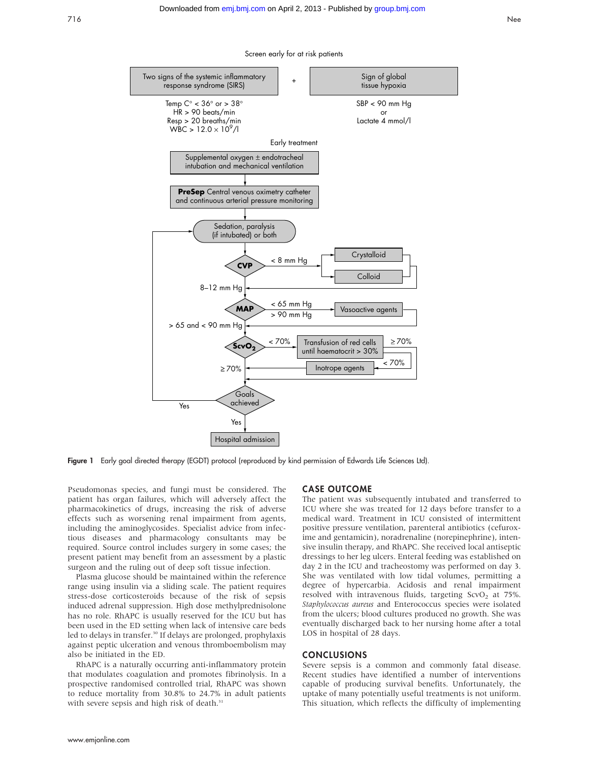Screen early for at risk patients

Two signs of the systemic inflammatory response syndrome (SIRS) + Sign of global tissue hypoxia

Temp C° < 36° or > 38°
HR > 90 beats/min
Resp > 20 breaths/min
WBC > $12.0 \times 10^9$/l

SBP < 90 mm Hg
or
Lactate 4 mmol/l

Early treatment

Supplemental oxygen ± endotracheal intubation and mechanical ventilation

**PreSep** Central venous oximetry catheter and continuous arterial pressure monitoring

Sedation, paralysis (if intubated) or both

**CVP**: < 8 mm Hg → Crystalloid / Colloid; 8–12 mm Hg

**MAP**: < 65 mm Hg, > 90 mm Hg → Vasoactive agents; > 65 and < 90 mm Hg

**$ScvO_2$**: < 70% → Transfusion of red cells until haematocrit > 30% → ≥ 70% / < 70% → Inotrope agents; ≥ 70%

Goals achieved — Yes → Hospital admission

**Figure 1** Early goal directed therapy (EGDT) protocol (reproduced by kind permission of Edwards Life Sciences Ltd).

Pseudomonas species, and fungi must be considered. The patient has organ failures, which will adversely affect the pharmacokinetics of drugs, increasing the risk of adverse effects such as worsening renal impairment from agents, including the aminoglycosides. Specialist advice from infectious diseases and pharmacology consultants may be required. Source control includes surgery in some cases; the present patient may benefit from an assessment by a plastic surgeon and the ruling out of deep soft tissue infection.

Plasma glucose should be maintained within the reference range using insulin via a sliding scale. The patient requires stress-dose corticosteroids because of the risk of sepsis induced adrenal suppression. High dose methylprednisolone has no role. RhAPC is usually reserved for the ICU but has been used in the ED setting when lack of intensive care beds led to delays in transfer.[30] If delays are prolonged, prophylaxis against peptic ulceration and venous thromboembolism may also be initiated in the ED.

RhAPC is a naturally occurring anti-inflammatory protein that modulates coagulation and promotes fibrinolysis. In a prospective randomised controlled trial, RhAPC was shown to reduce mortality from 30.8% to 24.7% in adult patients with severe sepsis and high risk of death.[31]

## CASE OUTCOME

The patient was subsequently intubated and transferred to ICU where she was treated for 12 days before transfer to a medical ward. Treatment in ICU consisted of intermittent positive pressure ventilation, parenteral antibiotics (cefuroxime and gentamicin), noradrenaline (norepinephrine), intensive insulin therapy, and RhAPC. She received local antiseptic dressings to her leg ulcers. Enteral feeding was established on day 2 in the ICU and tracheostomy was performed on day 3. She was ventilated with low tidal volumes, permitting a degree of hypercarbia. Acidosis and renal impairment resolved with intravenous fluids, targeting $ScvO_2$ at 75%. *Staphylococcus aureus* and Enterococcus species were isolated from the ulcers; blood cultures produced no growth. She was eventually discharged back to her nursing home after a total LOS in hospital of 28 days.

## CONCLUSIONS

Severe sepsis is a common and commonly fatal disease. Recent studies have identified a number of interventions capable of producing survival benefits. Unfortunately, the uptake of many potentially useful treatments is not uniform. This situation, which reflects the difficulty of implementing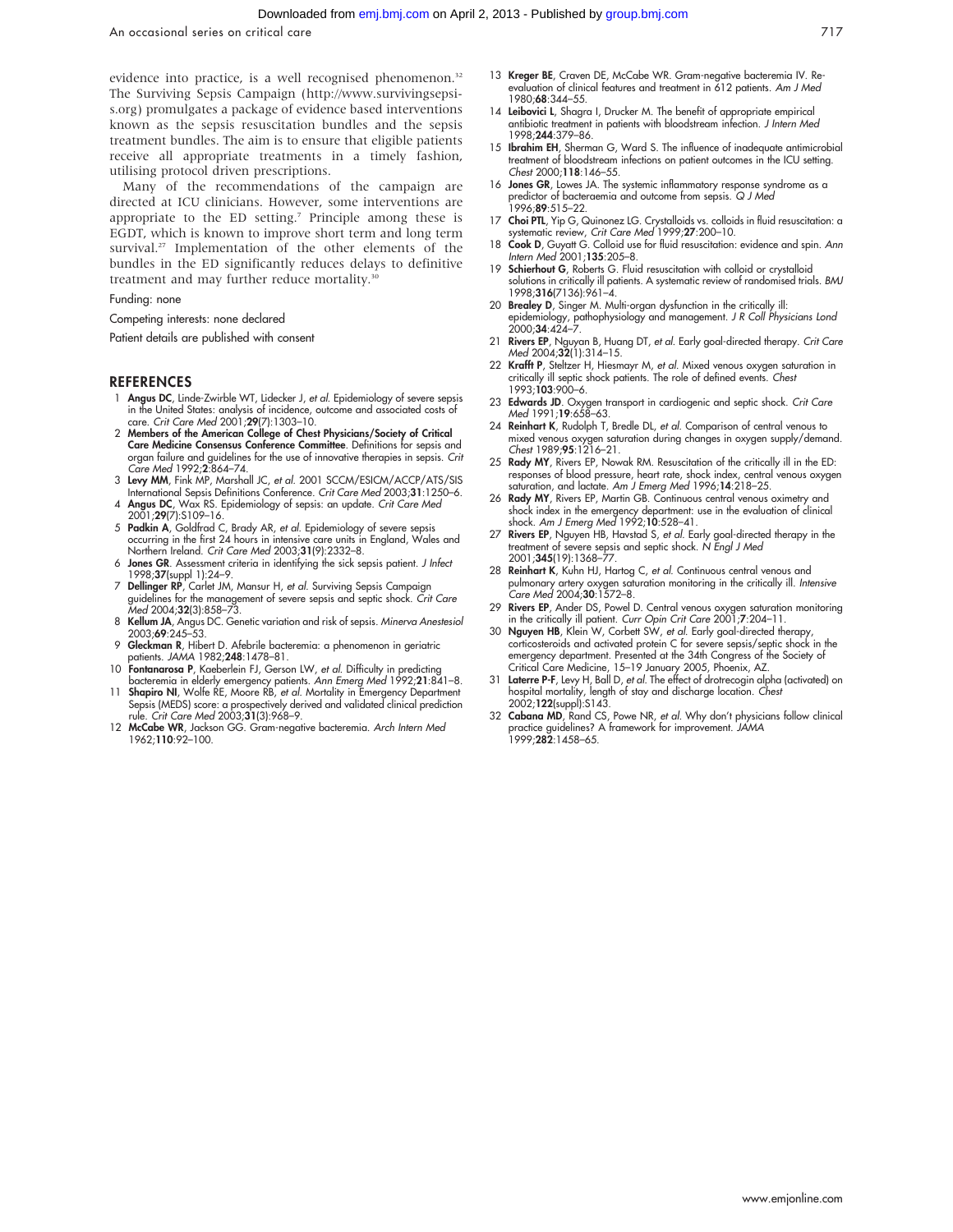evidence into practice, is a well recognised phenomenon.[32] The Surviving Sepsis Campaign (http://www.survivingsepsis.org) promulgates a package of evidence based interventions known as the sepsis resuscitation bundles and the sepsis treatment bundles. The aim is to ensure that eligible patients receive all appropriate treatments in a timely fashion, utilising protocol driven prescriptions.

Many of the recommendations of the campaign are directed at ICU clinicians. However, some interventions are appropriate to the ED setting.[7] Principle among these is EGDT, which is known to improve short term and long term survival.[27] Implementation of the other elements of the bundles in the ED significantly reduces delays to definitive treatment and may further reduce mortality.[30]

Funding: none

Competing interests: none declared

Patient details are published with consent

## REFERENCES

1. **Angus DC**, Linde-Zwirble WT, Lidecker J, *et al.* Epidemiology of severe sepsis in the United States: analysis of incidence, outcome and associated costs of care. *Crit Care Med* 2001;**29**(7):1303–10.
2. **Members of the American College of Chest Physicians/Society of Critical Care Medicine Consensus Conference Committee**. Definitions for sepsis and organ failure and guidelines for the use of innovative therapies in sepsis. *Crit Care Med* 1992;**2**:864–74.
3. **Levy MM**, Fink MP, Marshall JC, *et al.* 2001 SCCM/ESICM/ACCP/ATS/SIS International Sepsis Definitions Conference. *Crit Care Med* 2003;**31**:1250–6.
4. **Angus DC**, Wax RS. Epidemiology of sepsis: an update. *Crit Care Med* 2001;**29**(7):S109–16.
5. **Padkin A**, Goldfrad C, Brady AR, *et al.* Epidemiology of severe sepsis occurring in the first 24 hours in intensive care units in England, Wales and Northern Ireland. *Crit Care Med* 2003;**31**(9):2332–8.
6. **Jones GR**. Assessment criteria in identifying the sick sepsis patient. *J Infect* 1998;**37**(suppl 1):24–9.
7. **Dellinger RP**, Carlet JM, Mansur H, *et al.* Surviving Sepsis Campaign guidelines for the management of severe sepsis and septic shock. *Crit Care Med* 2004;**32**(3):858–73.
8. **Kellum JA**, Angus DC. Genetic variation and risk of sepsis. *Minerva Anestesiol* 2003;**69**:245–53.
9. **Gleckman R**, Hibert D. Afebrile bacteremia: a phenomenon in geriatric patients. *JAMA* 1982;**248**:1478–81.
10. **Fontanarosa P**, Kaeberlein FJ, Gerson LW, *et al.* Difficulty in predicting bacteremia in elderly emergency patients. *Ann Emerg Med* 1992;**21**:841–8.
11. **Shapiro NI**, Wolfe RE, Moore RB, *et al.* Mortality in Emergency Department Sepsis (MEDS) score: a prospectively derived and validated clinical prediction rule. *Crit Care Med* 2003;**31**(3):968–9.
12. **McCabe WR**, Jackson GG. Gram-negative bacteremia. *Arch Intern Med* 1962;**110**:92–100.
13. **Kreger BE**, Craven DE, McCabe WR. Gram-negative bacteremia IV. Re-evaluation of clinical features and treatment in 612 patients. *Am J Med* 1980;**68**:344–55.
14. **Leibovici L**, Shagra I, Drucker M. The benefit of appropriate empirical antibiotic treatment in patients with bloodstream infection. *J Intern Med* 1998;**244**:379–86.
15. **Ibrahim EH**, Sherman G, Ward S. The influence of inadequate antimicrobial treatment of bloodstream infections on patient outcomes in the ICU setting. *Chest* 2000;**118**:146–55.
16. **Jones GR**, Lowes JA. The systemic inflammatory response syndrome as a predictor of bacteraemia and outcome from sepsis. *Q J Med* 1996;**89**:515–22.
17. **Choi PTL**, Yip G, Quinonez LG. Crystalloids vs. colloids in fluid resuscitation: a systematic review, *Crit Care Med* 1999;**27**:200–10.
18. **Cook D**, Guyatt G. Colloid use for fluid resuscitation: evidence and spin. *Ann Intern Med* 2001;**135**:205–8.
19. **Schierhout G**, Roberts G. Fluid resuscitation with colloid or crystalloid solutions in critically ill patients. A systematic review of randomised trials. *BMJ* 1998;**316**(7136):961–4.
20. **Brealey D**, Singer M. Multi-organ dysfunction in the critically ill: epidemiology, pathophysiology and management. *J R Coll Physicians Lond* 2000;**34**:424–7.
21. **Rivers EP**, Nguyan B, Huang DT, *et al.* Early goal-directed therapy. *Crit Care Med* 2004;**32**(1):314–15.
22. **Krafft P**, Steltzer H, Hiesmayr M, *et al.* Mixed venous oxygen saturation in critically ill septic shock patients. The role of defined events. *Chest* 1993;**103**:900–6.
23. **Edwards JD**. Oxygen transport in cardiogenic and septic shock. *Crit Care Med* 1991;**19**:658–63.
24. **Reinhart K**, Rudolph T, Bredle DL, *et al.* Comparison of central venous to mixed venous oxygen saturation during changes in oxygen supply/demand. *Chest* 1989;**95**:1216–21.
25. **Rady MY**, Rivers EP, Nowak RM. Resuscitation of the critically ill in the ED: responses of blood pressure, heart rate, shock index, central venous oxygen saturation, and lactate. *Am J Emerg Med* 1996;**14**:218–25.
26. **Rady MY**, Rivers EP, Martin GB. Continuous central venous oximetry and shock index in the emergency department: use in the evaluation of clinical shock. *Am J Emerg Med* 1992;**10**:528–41.
27. **Rivers EP**, Nguyen HB, Havstad S, *et al.* Early goal-directed therapy in the treatment of severe sepsis and septic shock. *N Engl J Med* 2001;**345**(19):1368–77.
28. **Reinhart K**, Kuhn HJ, Hartog C, *et al.* Continuous central venous and pulmonary artery oxygen saturation monitoring in the critically ill. *Intensive Care Med* 2004;**30**:1572–8.
29. **Rivers EP**, Ander DS, Powel D. Central venous oxygen saturation monitoring in the critically ill patient. *Curr Opin Crit Care* 2001;**7**:204–11.
30. **Nguyen HB**, Klein W, Corbett SW, *et al.* Early goal-directed therapy, corticosteroids and activated protein C for severe sepsis/septic shock in the emergency department. Presented at the 34th Congress of the Society of Critical Care Medicine, 15–19 January 2005, Phoenix, AZ.
31. **Laterre P-F**, Levy H, Ball D, *et al.* The effect of drotrecogin alpha (activated) on hospital mortality, length of stay and discharge location. *Chest* 2002;**122**(suppl):S143.
32. **Cabana MD**, Rand CS, Powe NR, *et al.* Why don't physicians follow clinical practice guidelines? A framework for improvement. *JAMA* 1999;**282**:1458–65.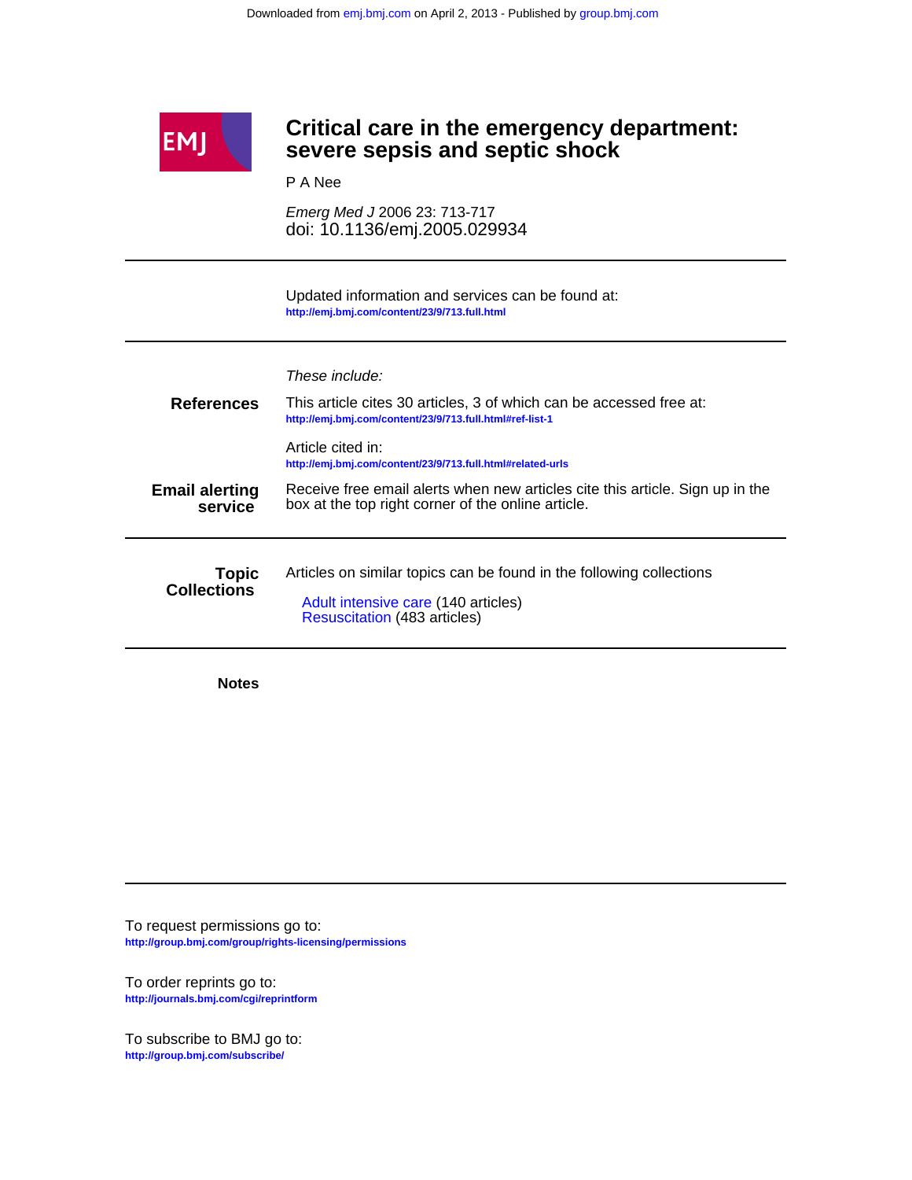Downloaded from emj.bmj.com on April 2, 2013 - Published by group.bmj.com

EMJ

# Critical care in the emergency department: severe sepsis and septic shock

P A Nee

*Emerg Med J* 2006 23: 713-717
doi: 10.1136/emj.2005.029934

Updated information and services can be found at:
**http://emj.bmj.com/content/23/9/713.full.html**

*These include:*

**References**

This article cites 30 articles, 3 of which can be accessed free at:
**http://emj.bmj.com/content/23/9/713.full.html#ref-list-1**

Article cited in:
**http://emj.bmj.com/content/23/9/713.full.html#related-urls**

**Email alerting service**

Receive free email alerts when new articles cite this article. Sign up in the box at the top right corner of the online article.

**Topic Collections**

Articles on similar topics can be found in the following collections

- Adult intensive care (140 articles)
- Resuscitation (483 articles)

**Notes**

To request permissions go to:
**http://group.bmj.com/group/rights-licensing/permissions**

To order reprints go to:
**http://journals.bmj.com/cgi/reprintform**

To subscribe to BMJ go to:
**http://group.bmj.com/subscribe/**